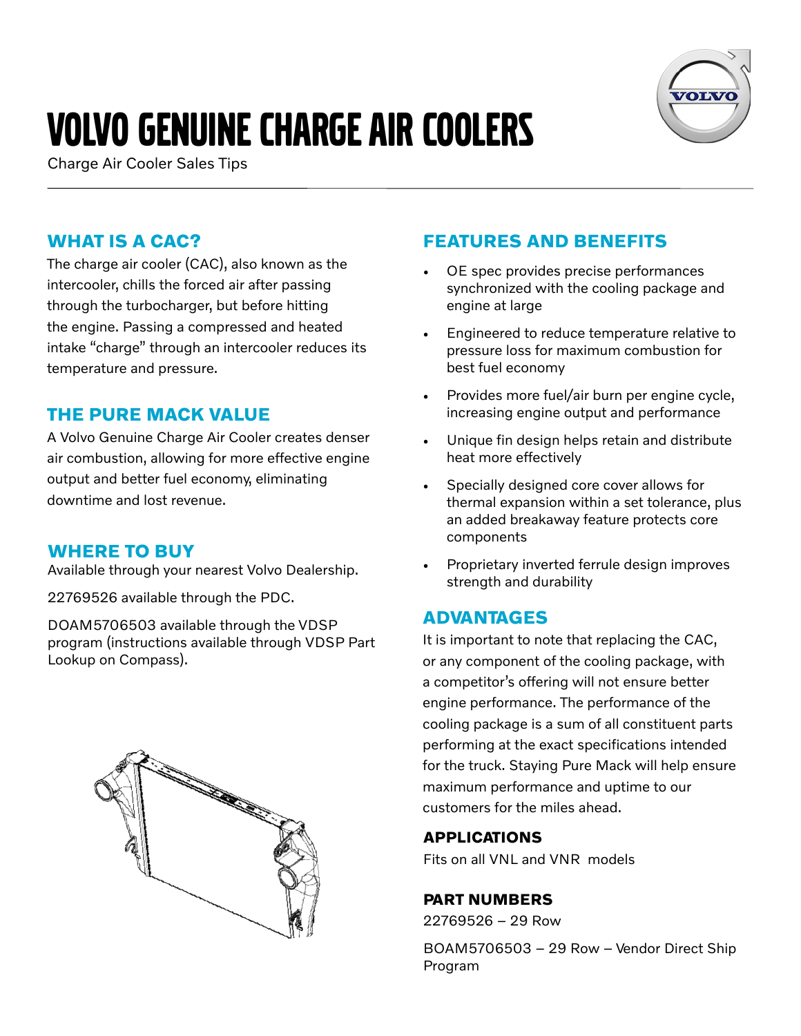# VOLVO GENUINE CHARGE AIR COOLERS

Charge Air Cooler Sales Tips

## WHAT IS A CAC?

The charge air cooler (CAC), also known as the intercooler, chills the forced air after passing through the turbocharger, but before hitting the engine. Passing a compressed and heated intake "charge" through an intercooler reduces its temperature and pressure.

## THE PURE MACK VALUE

A Volvo Genuine Charge Air Cooler creates denser air combustion, allowing for more effective engine output and better fuel economy, eliminating downtime and lost revenue.

## WHERE TO BUY

Available through your nearest Volvo Dealership.

22769526 available through the PDC.

DOAM5706503 available through the VDSP program (instructions available through VDSP Part Lookup on Compass).

## FEATURES AND BENEFITS

- OE spec provides precise performances synchronized with the cooling package and engine at large
- Engineered to reduce temperature relative to pressure loss for maximum combustion for best fuel economy
- Provides more fuel/air burn per engine cycle, increasing engine output and performance
- Unique fin design helps retain and distribute heat more effectively
- Specially designed core cover allows for thermal expansion within a set tolerance, plus an added breakaway feature protects core components
- Proprietary inverted ferrule design improves strength and durability

## ADVANTAGES

It is important to note that replacing the CAC, or any component of the cooling package, with a competitor's offering will not ensure better engine performance. The performance of the cooling package is a sum of all constituent parts performing at the exact specifications intended for the truck. Staying Pure Mack will help ensure maximum performance and uptime to our customers for the miles ahead.

### APPLICATIONS

Fits on all VNL and VNR models

### PART NUMBERS

22769526 – 29 Row

BOAM5706503 – 29 Row – Vendor Direct Ship Program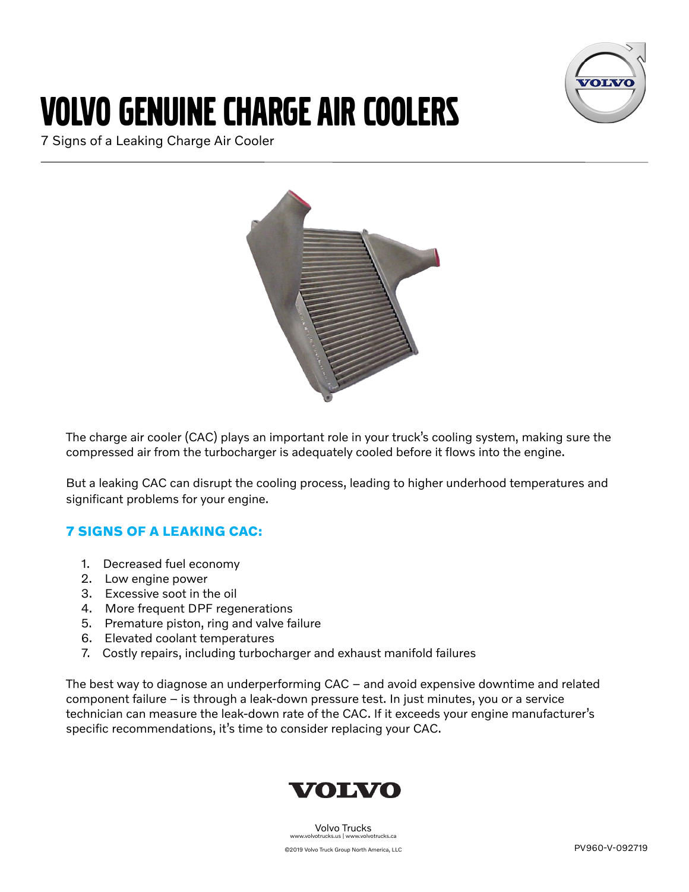# VOLVO GENUINE CHARGE AIR COOLERS

7 Signs of a Leaking Charge Air Cooler

The charge air cooler (CAC) plays an important role in your truck's cooling system, making sure the compressed air from the turbocharger is adequately cooled before it flows into the engine.

But a leaking CAC can disrupt the cooling process, leading to higher underhood temperatures and significant problems for your engine.

## 7 SIGNS OF A LEAKING CAC:

1. Decreased fuel economy
2. Low engine power
3. Excessive soot in the oil
4. More frequent DPF regenerations
5. Premature piston, ring and valve failure
6. Elevated coolant temperatures
7. Costly repairs, including turbocharger and exhaust manifold failures

The best way to diagnose an underperforming CAC – and avoid expensive downtime and related component failure – is through a leak-down pressure test. In just minutes, you or a service technician can measure the leak-down rate of the CAC. If it exceeds your engine manufacturer's specific recommendations, it's time to consider replacing your CAC.

VOLVO

Volvo Trucks
www.volvotrucks.us | www.volvotrucks.ca

©2019 Volvo Truck Group North America, LLC

PV960-V-092719